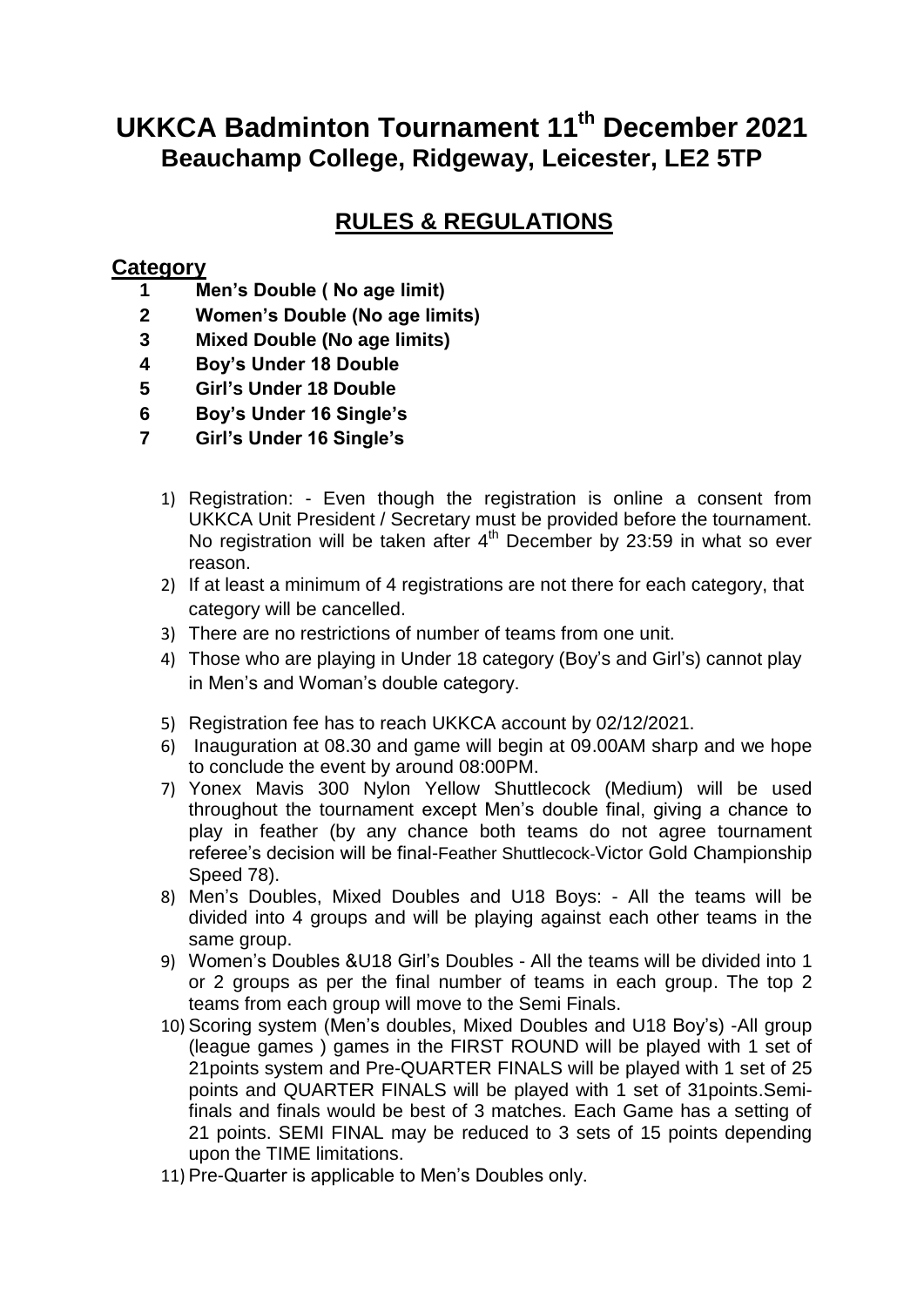# UKKCA Badminton Tournament 11th December 2021

## Beauchamp College, Ridgeway, Leicester, LE2 5TP

## RULES & REGULATIONS

### Category

1. **Men's Double ( No age limit)**
2. **Women's Double (No age limits)**
3. **Mixed Double (No age limits)**
4. **Boy's Under 18 Double**
5. **Girl's Under 18 Double**
6. **Boy's Under 16 Single's**
7. **Girl's Under 16 Single's**

1) Registration: - Even though the registration is online a consent from UKKCA Unit President / Secretary must be provided before the tournament. No registration will be taken after 4th December by 23:59 in what so ever reason.
2) If at least a minimum of 4 registrations are not there for each category, that category will be cancelled.
3) There are no restrictions of number of teams from one unit.
4) Those who are playing in Under 18 category (Boy's and Girl's) cannot play in Men's and Woman's double category.
5) Registration fee has to reach UKKCA account by 02/12/2021.
6) Inauguration at 08.30 and game will begin at 09.00AM sharp and we hope to conclude the event by around 08:00PM.
7) Yonex Mavis 300 Nylon Yellow Shuttlecock (Medium) will be used throughout the tournament except Men's double final, giving a chance to play in feather (by any chance both teams do not agree tournament referee's decision will be final-Feather Shuttlecock-Victor Gold Championship Speed 78).
8) Men's Doubles, Mixed Doubles and U18 Boys: - All the teams will be divided into 4 groups and will be playing against each other teams in the same group.
9) Women's Doubles &U18 Girl's Doubles - All the teams will be divided into 1 or 2 groups as per the final number of teams in each group. The top 2 teams from each group will move to the Semi Finals.
10) Scoring system (Men's doubles, Mixed Doubles and U18 Boy's) -All group (league games ) games in the FIRST ROUND will be played with 1 set of 21points system and Pre-QUARTER FINALS will be played with 1 set of 25 points and QUARTER FINALS will be played with 1 set of 31points.Semi-finals and finals would be best of 3 matches. Each Game has a setting of 21 points. SEMI FINAL may be reduced to 3 sets of 15 points depending upon the TIME limitations.
11) Pre-Quarter is applicable to Men's Doubles only.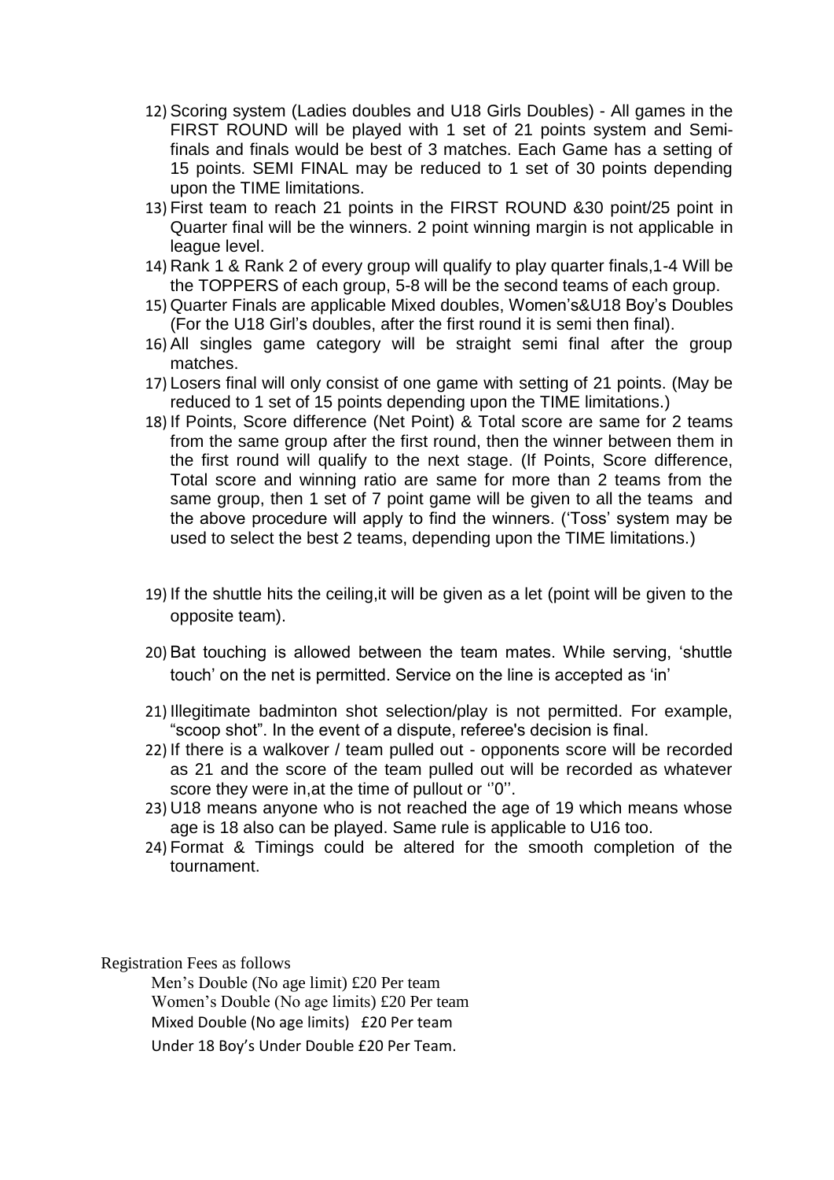12) Scoring system (Ladies doubles and U18 Girls Doubles) - All games in the FIRST ROUND will be played with 1 set of 21 points system and Semi-finals and finals would be best of 3 matches. Each Game has a setting of 15 points. SEMI FINAL may be reduced to 1 set of 30 points depending upon the TIME limitations.
13) First team to reach 21 points in the FIRST ROUND &30 point/25 point in Quarter final will be the winners. 2 point winning margin is not applicable in league level.
14) Rank 1 & Rank 2 of every group will qualify to play quarter finals,1-4 Will be the TOPPERS of each group, 5-8 will be the second teams of each group.
15) Quarter Finals are applicable Mixed doubles, Women's&U18 Boy's Doubles (For the U18 Girl's doubles, after the first round it is semi then final).
16) All singles game category will be straight semi final after the group matches.
17) Losers final will only consist of one game with setting of 21 points. (May be reduced to 1 set of 15 points depending upon the TIME limitations.)
18) If Points, Score difference (Net Point) & Total score are same for 2 teams from the same group after the first round, then the winner between them in the first round will qualify to the next stage. (If Points, Score difference, Total score and winning ratio are same for more than 2 teams from the same group, then 1 set of 7 point game will be given to all the teams and the above procedure will apply to find the winners. ('Toss' system may be used to select the best 2 teams, depending upon the TIME limitations.)
19) If the shuttle hits the ceiling,it will be given as a let (point will be given to the opposite team).
20) Bat touching is allowed between the team mates. While serving, 'shuttle touch' on the net is permitted. Service on the line is accepted as 'in'
21) Illegitimate badminton shot selection/play is not permitted. For example, "scoop shot". In the event of a dispute, referee's decision is final.
22) If there is a walkover / team pulled out - opponents score will be recorded as 21 and the score of the team pulled out will be recorded as whatever score they were in,at the time of pullout or ''0''.
23) U18 means anyone who is not reached the age of 19 which means whose age is 18 also can be played. Same rule is applicable to U16 too.
24) Format & Timings could be altered for the smooth completion of the tournament.

Registration Fees as follows

Men's Double (No age limit) £20 Per team
Women's Double (No age limits) £20 Per team
Mixed Double (No age limits) £20 Per team
Under 18 Boy's Under Double £20 Per Team.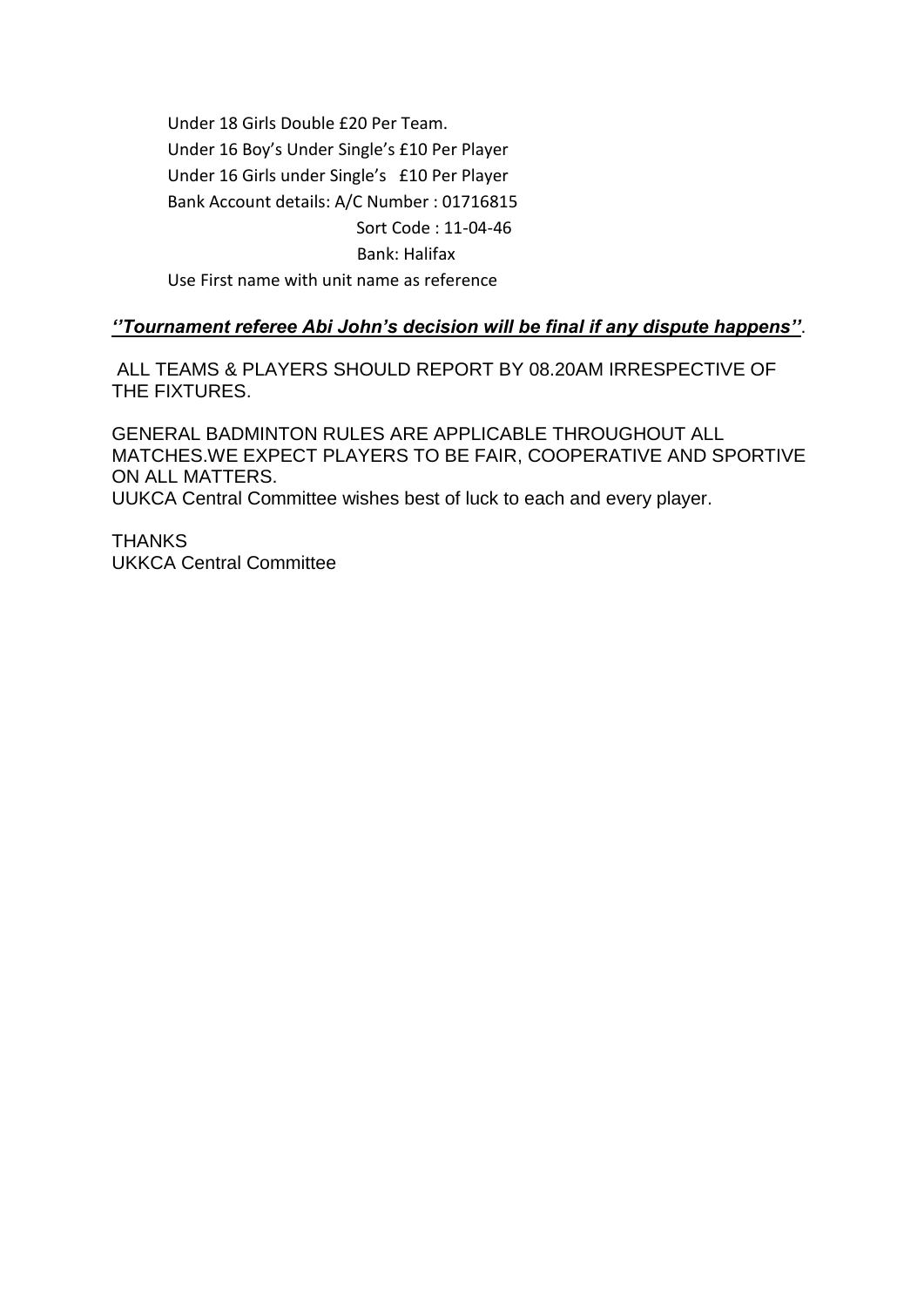Under 18 Girls Double £20 Per Team.
Under 16 Boy's Under Single's £10 Per Player
Under 16 Girls under Single's £10 Per Player
Bank Account details: A/C Number : 01716815
Sort Code : 11-04-46
Bank: Halifax
Use First name with unit name as reference

***''Tournament referee Abi John's decision will be final if any dispute happens''***.

ALL TEAMS & PLAYERS SHOULD REPORT BY 08.20AM IRRESPECTIVE OF THE FIXTURES.

GENERAL BADMINTON RULES ARE APPLICABLE THROUGHOUT ALL MATCHES.WE EXPECT PLAYERS TO BE FAIR, COOPERATIVE AND SPORTIVE ON ALL MATTERS.
UUKCA Central Committee wishes best of luck to each and every player.

THANKS
UKKCA Central Committee